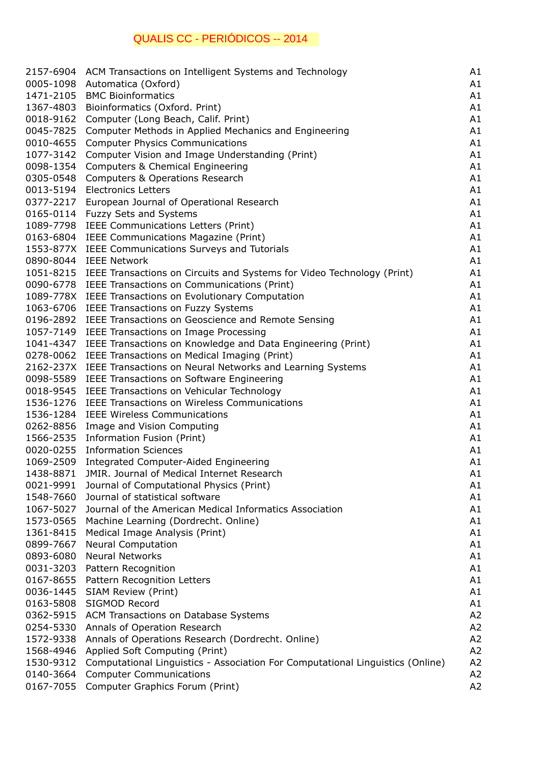# QUALIS CC - PERIÓDICOS -- 2014

| | | |
|---|---|---|
| 2157-6904 | ACM Transactions on Intelligent Systems and Technology | A1 |
| 0005-1098 | Automatica (Oxford) | A1 |
| 1471-2105 | BMC Bioinformatics | A1 |
| 1367-4803 | Bioinformatics (Oxford. Print) | A1 |
| 0018-9162 | Computer (Long Beach, Calif. Print) | A1 |
| 0045-7825 | Computer Methods in Applied Mechanics and Engineering | A1 |
| 0010-4655 | Computer Physics Communications | A1 |
| 1077-3142 | Computer Vision and Image Understanding (Print) | A1 |
| 0098-1354 | Computers & Chemical Engineering | A1 |
| 0305-0548 | Computers & Operations Research | A1 |
| 0013-5194 | Electronics Letters | A1 |
| 0377-2217 | European Journal of Operational Research | A1 |
| 0165-0114 | Fuzzy Sets and Systems | A1 |
| 1089-7798 | IEEE Communications Letters (Print) | A1 |
| 0163-6804 | IEEE Communications Magazine (Print) | A1 |
| 1553-877X | IEEE Communications Surveys and Tutorials | A1 |
| 0890-8044 | IEEE Network | A1 |
| 1051-8215 | IEEE Transactions on Circuits and Systems for Video Technology (Print) | A1 |
| 0090-6778 | IEEE Transactions on Communications (Print) | A1 |
| 1089-778X | IEEE Transactions on Evolutionary Computation | A1 |
| 1063-6706 | IEEE Transactions on Fuzzy Systems | A1 |
| 0196-2892 | IEEE Transactions on Geoscience and Remote Sensing | A1 |
| 1057-7149 | IEEE Transactions on Image Processing | A1 |
| 1041-4347 | IEEE Transactions on Knowledge and Data Engineering (Print) | A1 |
| 0278-0062 | IEEE Transactions on Medical Imaging (Print) | A1 |
| 2162-237X | IEEE Transactions on Neural Networks and Learning Systems | A1 |
| 0098-5589 | IEEE Transactions on Software Engineering | A1 |
| 0018-9545 | IEEE Transactions on Vehicular Technology | A1 |
| 1536-1276 | IEEE Transactions on Wireless Communications | A1 |
| 1536-1284 | IEEE Wireless Communications | A1 |
| 0262-8856 | Image and Vision Computing | A1 |
| 1566-2535 | Information Fusion (Print) | A1 |
| 0020-0255 | Information Sciences | A1 |
| 1069-2509 | Integrated Computer-Aided Engineering | A1 |
| 1438-8871 | JMIR. Journal of Medical Internet Research | A1 |
| 0021-9991 | Journal of Computational Physics (Print) | A1 |
| 1548-7660 | Journal of statistical software | A1 |
| 1067-5027 | Journal of the American Medical Informatics Association | A1 |
| 1573-0565 | Machine Learning (Dordrecht. Online) | A1 |
| 1361-8415 | Medical Image Analysis (Print) | A1 |
| 0899-7667 | Neural Computation | A1 |
| 0893-6080 | Neural Networks | A1 |
| 0031-3203 | Pattern Recognition | A1 |
| 0167-8655 | Pattern Recognition Letters | A1 |
| 0036-1445 | SIAM Review (Print) | A1 |
| 0163-5808 | SIGMOD Record | A1 |
| 0362-5915 | ACM Transactions on Database Systems | A2 |
| 0254-5330 | Annals of Operation Research | A2 |
| 1572-9338 | Annals of Operations Research (Dordrecht. Online) | A2 |
| 1568-4946 | Applied Soft Computing (Print) | A2 |
| 1530-9312 | Computational Linguistics - Association For Computational Linguistics (Online) | A2 |
| 0140-3664 | Computer Communications | A2 |
| 0167-7055 | Computer Graphics Forum (Print) | A2 |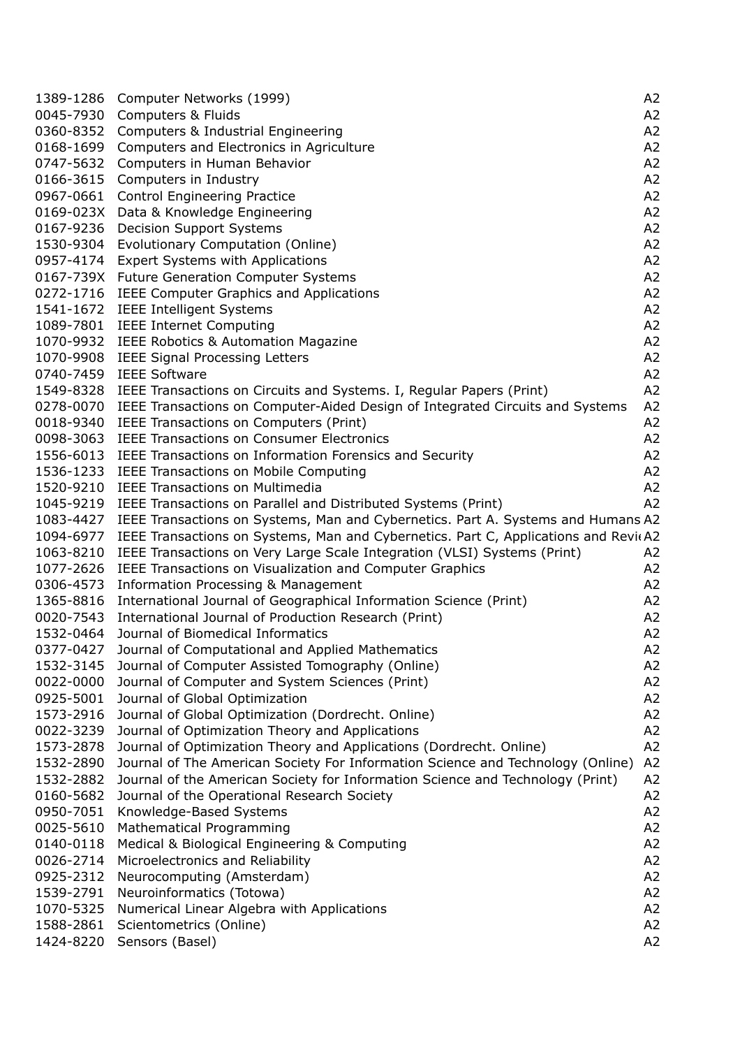| | | |
|---|---|---|
| 1389-1286 | Computer Networks (1999) | A2 |
| 0045-7930 | Computers & Fluids | A2 |
| 0360-8352 | Computers & Industrial Engineering | A2 |
| 0168-1699 | Computers and Electronics in Agriculture | A2 |
| 0747-5632 | Computers in Human Behavior | A2 |
| 0166-3615 | Computers in Industry | A2 |
| 0967-0661 | Control Engineering Practice | A2 |
| 0169-023X | Data & Knowledge Engineering | A2 |
| 0167-9236 | Decision Support Systems | A2 |
| 1530-9304 | Evolutionary Computation (Online) | A2 |
| 0957-4174 | Expert Systems with Applications | A2 |
| 0167-739X | Future Generation Computer Systems | A2 |
| 0272-1716 | IEEE Computer Graphics and Applications | A2 |
| 1541-1672 | IEEE Intelligent Systems | A2 |
| 1089-7801 | IEEE Internet Computing | A2 |
| 1070-9932 | IEEE Robotics & Automation Magazine | A2 |
| 1070-9908 | IEEE Signal Processing Letters | A2 |
| 0740-7459 | IEEE Software | A2 |
| 1549-8328 | IEEE Transactions on Circuits and Systems. I, Regular Papers (Print) | A2 |
| 0278-0070 | IEEE Transactions on Computer-Aided Design of Integrated Circuits and Systems | A2 |
| 0018-9340 | IEEE Transactions on Computers (Print) | A2 |
| 0098-3063 | IEEE Transactions on Consumer Electronics | A2 |
| 1556-6013 | IEEE Transactions on Information Forensics and Security | A2 |
| 1536-1233 | IEEE Transactions on Mobile Computing | A2 |
| 1520-9210 | IEEE Transactions on Multimedia | A2 |
| 1045-9219 | IEEE Transactions on Parallel and Distributed Systems (Print) | A2 |
| 1083-4427 | IEEE Transactions on Systems, Man and Cybernetics. Part A. Systems and Humans | A2 |
| 1094-6977 | IEEE Transactions on Systems, Man and Cybernetics. Part C, Applications and Revi | A2 |
| 1063-8210 | IEEE Transactions on Very Large Scale Integration (VLSI) Systems (Print) | A2 |
| 1077-2626 | IEEE Transactions on Visualization and Computer Graphics | A2 |
| 0306-4573 | Information Processing & Management | A2 |
| 1365-8816 | International Journal of Geographical Information Science (Print) | A2 |
| 0020-7543 | International Journal of Production Research (Print) | A2 |
| 1532-0464 | Journal of Biomedical Informatics | A2 |
| 0377-0427 | Journal of Computational and Applied Mathematics | A2 |
| 1532-3145 | Journal of Computer Assisted Tomography (Online) | A2 |
| 0022-0000 | Journal of Computer and System Sciences (Print) | A2 |
| 0925-5001 | Journal of Global Optimization | A2 |
| 1573-2916 | Journal of Global Optimization (Dordrecht. Online) | A2 |
| 0022-3239 | Journal of Optimization Theory and Applications | A2 |
| 1573-2878 | Journal of Optimization Theory and Applications (Dordrecht. Online) | A2 |
| 1532-2890 | Journal of The American Society For Information Science and Technology (Online) | A2 |
| 1532-2882 | Journal of the American Society for Information Science and Technology (Print) | A2 |
| 0160-5682 | Journal of the Operational Research Society | A2 |
| 0950-7051 | Knowledge-Based Systems | A2 |
| 0025-5610 | Mathematical Programming | A2 |
| 0140-0118 | Medical & Biological Engineering & Computing | A2 |
| 0026-2714 | Microelectronics and Reliability | A2 |
| 0925-2312 | Neurocomputing (Amsterdam) | A2 |
| 1539-2791 | Neuroinformatics (Totowa) | A2 |
| 1070-5325 | Numerical Linear Algebra with Applications | A2 |
| 1588-2861 | Scientometrics (Online) | A2 |
| 1424-8220 | Sensors (Basel) | A2 |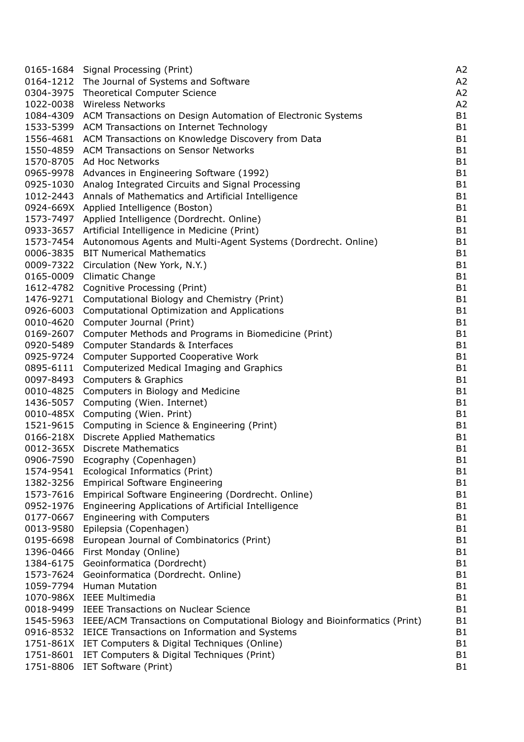| | | |
|---|---|---|
| 0165-1684 | Signal Processing (Print) | A2 |
| 0164-1212 | The Journal of Systems and Software | A2 |
| 0304-3975 | Theoretical Computer Science | A2 |
| 1022-0038 | Wireless Networks | A2 |
| 1084-4309 | ACM Transactions on Design Automation of Electronic Systems | B1 |
| 1533-5399 | ACM Transactions on Internet Technology | B1 |
| 1556-4681 | ACM Transactions on Knowledge Discovery from Data | B1 |
| 1550-4859 | ACM Transactions on Sensor Networks | B1 |
| 1570-8705 | Ad Hoc Networks | B1 |
| 0965-9978 | Advances in Engineering Software (1992) | B1 |
| 0925-1030 | Analog Integrated Circuits and Signal Processing | B1 |
| 1012-2443 | Annals of Mathematics and Artificial Intelligence | B1 |
| 0924-669X | Applied Intelligence (Boston) | B1 |
| 1573-7497 | Applied Intelligence (Dordrecht. Online) | B1 |
| 0933-3657 | Artificial Intelligence in Medicine (Print) | B1 |
| 1573-7454 | Autonomous Agents and Multi-Agent Systems (Dordrecht. Online) | B1 |
| 0006-3835 | BIT Numerical Mathematics | B1 |
| 0009-7322 | Circulation (New York, N.Y.) | B1 |
| 0165-0009 | Climatic Change | B1 |
| 1612-4782 | Cognitive Processing (Print) | B1 |
| 1476-9271 | Computational Biology and Chemistry (Print) | B1 |
| 0926-6003 | Computational Optimization and Applications | B1 |
| 0010-4620 | Computer Journal (Print) | B1 |
| 0169-2607 | Computer Methods and Programs in Biomedicine (Print) | B1 |
| 0920-5489 | Computer Standards & Interfaces | B1 |
| 0925-9724 | Computer Supported Cooperative Work | B1 |
| 0895-6111 | Computerized Medical Imaging and Graphics | B1 |
| 0097-8493 | Computers & Graphics | B1 |
| 0010-4825 | Computers in Biology and Medicine | B1 |
| 1436-5057 | Computing (Wien. Internet) | B1 |
| 0010-485X | Computing (Wien. Print) | B1 |
| 1521-9615 | Computing in Science & Engineering (Print) | B1 |
| 0166-218X | Discrete Applied Mathematics | B1 |
| 0012-365X | Discrete Mathematics | B1 |
| 0906-7590 | Ecography (Copenhagen) | B1 |
| 1574-9541 | Ecological Informatics (Print) | B1 |
| 1382-3256 | Empirical Software Engineering | B1 |
| 1573-7616 | Empirical Software Engineering (Dordrecht. Online) | B1 |
| 0952-1976 | Engineering Applications of Artificial Intelligence | B1 |
| 0177-0667 | Engineering with Computers | B1 |
| 0013-9580 | Epilepsia (Copenhagen) | B1 |
| 0195-6698 | European Journal of Combinatorics (Print) | B1 |
| 1396-0466 | First Monday (Online) | B1 |
| 1384-6175 | Geoinformatica (Dordrecht) | B1 |
| 1573-7624 | Geoinformatica (Dordrecht. Online) | B1 |
| 1059-7794 | Human Mutation | B1 |
| 1070-986X | IEEE Multimedia | B1 |
| 0018-9499 | IEEE Transactions on Nuclear Science | B1 |
| 1545-5963 | IEEE/ACM Transactions on Computational Biology and Bioinformatics (Print) | B1 |
| 0916-8532 | IEICE Transactions on Information and Systems | B1 |
| 1751-861X | IET Computers & Digital Techniques (Online) | B1 |
| 1751-8601 | IET Computers & Digital Techniques (Print) | B1 |
| 1751-8806 | IET Software (Print) | B1 |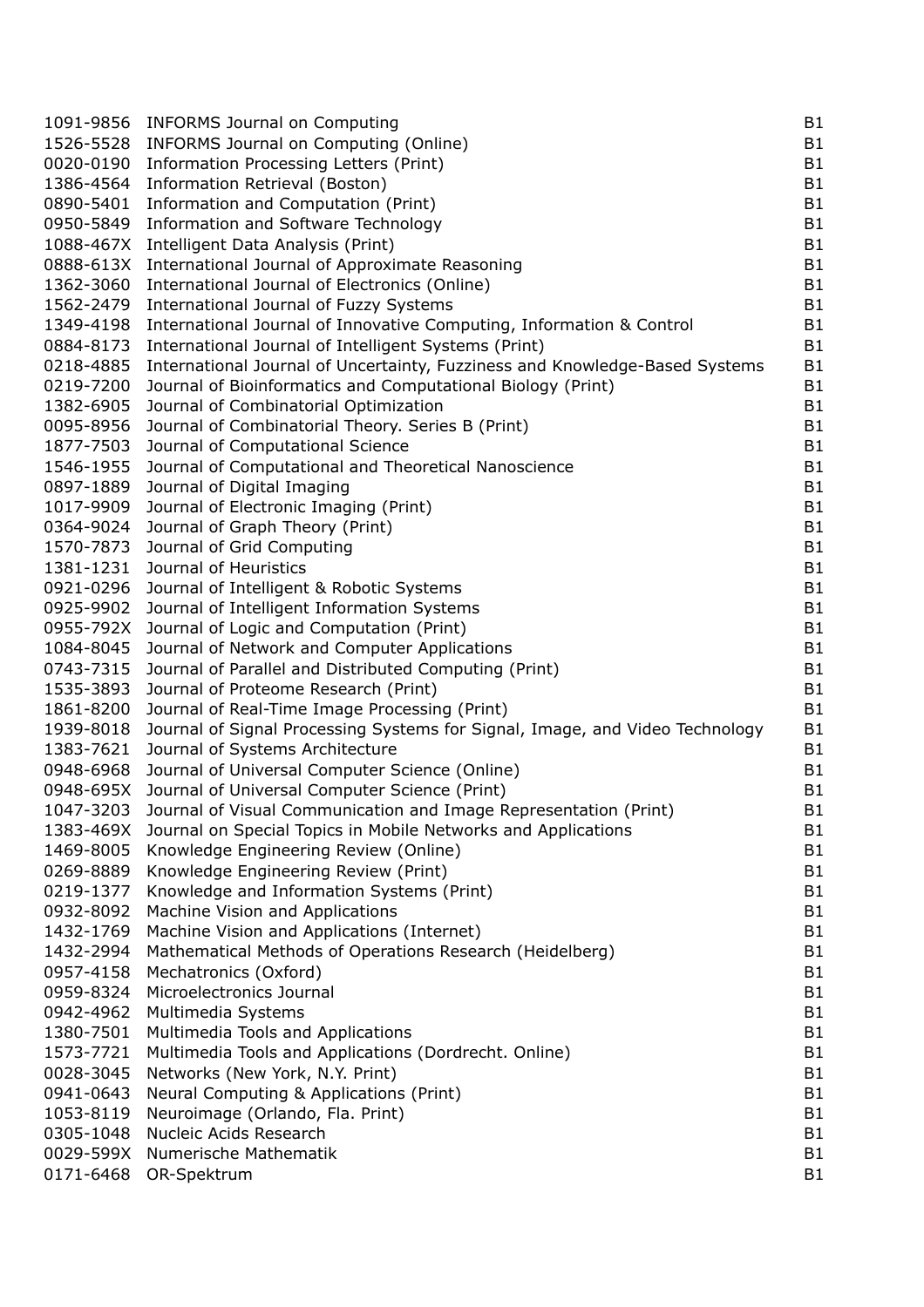| | | |
|---|---|---|
| 1091-9856 | INFORMS Journal on Computing | B1 |
| 1526-5528 | INFORMS Journal on Computing (Online) | B1 |
| 0020-0190 | Information Processing Letters (Print) | B1 |
| 1386-4564 | Information Retrieval (Boston) | B1 |
| 0890-5401 | Information and Computation (Print) | B1 |
| 0950-5849 | Information and Software Technology | B1 |
| 1088-467X | Intelligent Data Analysis (Print) | B1 |
| 0888-613X | International Journal of Approximate Reasoning | B1 |
| 1362-3060 | International Journal of Electronics (Online) | B1 |
| 1562-2479 | International Journal of Fuzzy Systems | B1 |
| 1349-4198 | International Journal of Innovative Computing, Information & Control | B1 |
| 0884-8173 | International Journal of Intelligent Systems (Print) | B1 |
| 0218-4885 | International Journal of Uncertainty, Fuzziness and Knowledge-Based Systems | B1 |
| 0219-7200 | Journal of Bioinformatics and Computational Biology (Print) | B1 |
| 1382-6905 | Journal of Combinatorial Optimization | B1 |
| 0095-8956 | Journal of Combinatorial Theory. Series B (Print) | B1 |
| 1877-7503 | Journal of Computational Science | B1 |
| 1546-1955 | Journal of Computational and Theoretical Nanoscience | B1 |
| 0897-1889 | Journal of Digital Imaging | B1 |
| 1017-9909 | Journal of Electronic Imaging (Print) | B1 |
| 0364-9024 | Journal of Graph Theory (Print) | B1 |
| 1570-7873 | Journal of Grid Computing | B1 |
| 1381-1231 | Journal of Heuristics | B1 |
| 0921-0296 | Journal of Intelligent & Robotic Systems | B1 |
| 0925-9902 | Journal of Intelligent Information Systems | B1 |
| 0955-792X | Journal of Logic and Computation (Print) | B1 |
| 1084-8045 | Journal of Network and Computer Applications | B1 |
| 0743-7315 | Journal of Parallel and Distributed Computing (Print) | B1 |
| 1535-3893 | Journal of Proteome Research (Print) | B1 |
| 1861-8200 | Journal of Real-Time Image Processing (Print) | B1 |
| 1939-8018 | Journal of Signal Processing Systems for Signal, Image, and Video Technology | B1 |
| 1383-7621 | Journal of Systems Architecture | B1 |
| 0948-6968 | Journal of Universal Computer Science (Online) | B1 |
| 0948-695X | Journal of Universal Computer Science (Print) | B1 |
| 1047-3203 | Journal of Visual Communication and Image Representation (Print) | B1 |
| 1383-469X | Journal on Special Topics in Mobile Networks and Applications | B1 |
| 1469-8005 | Knowledge Engineering Review (Online) | B1 |
| 0269-8889 | Knowledge Engineering Review (Print) | B1 |
| 0219-1377 | Knowledge and Information Systems (Print) | B1 |
| 0932-8092 | Machine Vision and Applications | B1 |
| 1432-1769 | Machine Vision and Applications (Internet) | B1 |
| 1432-2994 | Mathematical Methods of Operations Research (Heidelberg) | B1 |
| 0957-4158 | Mechatronics (Oxford) | B1 |
| 0959-8324 | Microelectronics Journal | B1 |
| 0942-4962 | Multimedia Systems | B1 |
| 1380-7501 | Multimedia Tools and Applications | B1 |
| 1573-7721 | Multimedia Tools and Applications (Dordrecht. Online) | B1 |
| 0028-3045 | Networks (New York, N.Y. Print) | B1 |
| 0941-0643 | Neural Computing & Applications (Print) | B1 |
| 1053-8119 | Neuroimage (Orlando, Fla. Print) | B1 |
| 0305-1048 | Nucleic Acids Research | B1 |
| 0029-599X | Numerische Mathematik | B1 |
| 0171-6468 | OR-Spektrum | B1 |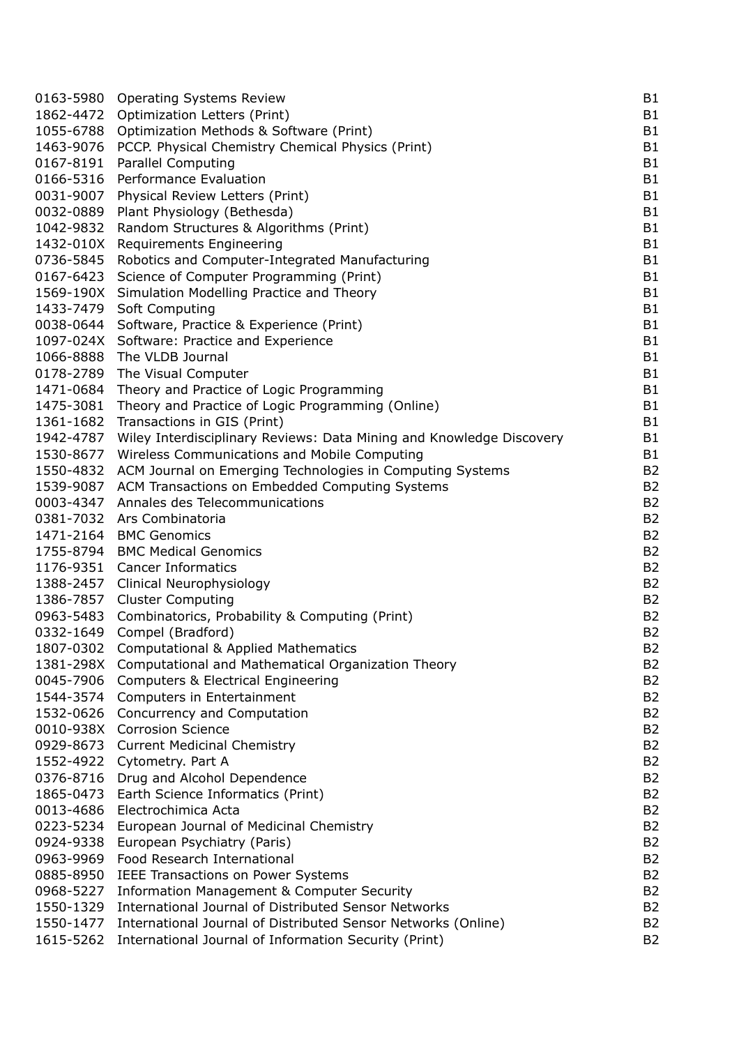| | | |
|---|---|---|
| 0163-5980 | Operating Systems Review | B1 |
| 1862-4472 | Optimization Letters (Print) | B1 |
| 1055-6788 | Optimization Methods & Software (Print) | B1 |
| 1463-9076 | PCCP. Physical Chemistry Chemical Physics (Print) | B1 |
| 0167-8191 | Parallel Computing | B1 |
| 0166-5316 | Performance Evaluation | B1 |
| 0031-9007 | Physical Review Letters (Print) | B1 |
| 0032-0889 | Plant Physiology (Bethesda) | B1 |
| 1042-9832 | Random Structures & Algorithms (Print) | B1 |
| 1432-010X | Requirements Engineering | B1 |
| 0736-5845 | Robotics and Computer-Integrated Manufacturing | B1 |
| 0167-6423 | Science of Computer Programming (Print) | B1 |
| 1569-190X | Simulation Modelling Practice and Theory | B1 |
| 1433-7479 | Soft Computing | B1 |
| 0038-0644 | Software, Practice & Experience (Print) | B1 |
| 1097-024X | Software: Practice and Experience | B1 |
| 1066-8888 | The VLDB Journal | B1 |
| 0178-2789 | The Visual Computer | B1 |
| 1471-0684 | Theory and Practice of Logic Programming | B1 |
| 1475-3081 | Theory and Practice of Logic Programming (Online) | B1 |
| 1361-1682 | Transactions in GIS (Print) | B1 |
| 1942-4787 | Wiley Interdisciplinary Reviews: Data Mining and Knowledge Discovery | B1 |
| 1530-8677 | Wireless Communications and Mobile Computing | B1 |
| 1550-4832 | ACM Journal on Emerging Technologies in Computing Systems | B2 |
| 1539-9087 | ACM Transactions on Embedded Computing Systems | B2 |
| 0003-4347 | Annales des Telecommunications | B2 |
| 0381-7032 | Ars Combinatoria | B2 |
| 1471-2164 | BMC Genomics | B2 |
| 1755-8794 | BMC Medical Genomics | B2 |
| 1176-9351 | Cancer Informatics | B2 |
| 1388-2457 | Clinical Neurophysiology | B2 |
| 1386-7857 | Cluster Computing | B2 |
| 0963-5483 | Combinatorics, Probability & Computing (Print) | B2 |
| 0332-1649 | Compel (Bradford) | B2 |
| 1807-0302 | Computational & Applied Mathematics | B2 |
| 1381-298X | Computational and Mathematical Organization Theory | B2 |
| 0045-7906 | Computers & Electrical Engineering | B2 |
| 1544-3574 | Computers in Entertainment | B2 |
| 1532-0626 | Concurrency and Computation | B2 |
| 0010-938X | Corrosion Science | B2 |
| 0929-8673 | Current Medicinal Chemistry | B2 |
| 1552-4922 | Cytometry. Part A | B2 |
| 0376-8716 | Drug and Alcohol Dependence | B2 |
| 1865-0473 | Earth Science Informatics (Print) | B2 |
| 0013-4686 | Electrochimica Acta | B2 |
| 0223-5234 | European Journal of Medicinal Chemistry | B2 |
| 0924-9338 | European Psychiatry (Paris) | B2 |
| 0963-9969 | Food Research International | B2 |
| 0885-8950 | IEEE Transactions on Power Systems | B2 |
| 0968-5227 | Information Management & Computer Security | B2 |
| 1550-1329 | International Journal of Distributed Sensor Networks | B2 |
| 1550-1477 | International Journal of Distributed Sensor Networks (Online) | B2 |
| 1615-5262 | International Journal of Information Security (Print) | B2 |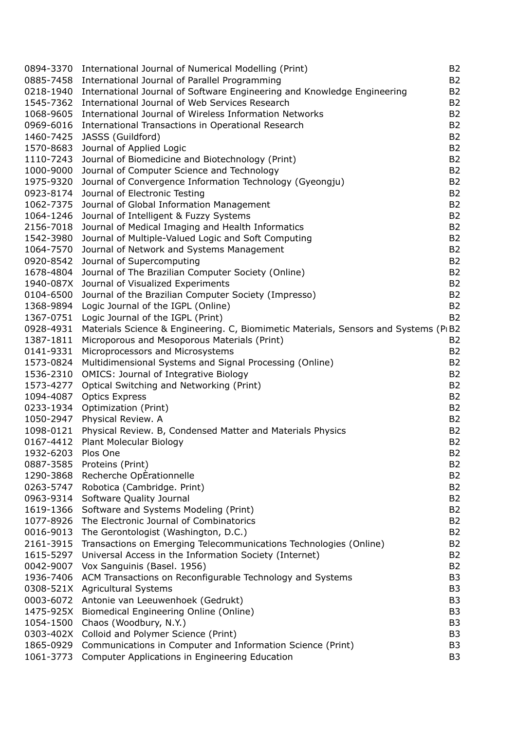| | | |
|---|---|---|
| 0894-3370 | International Journal of Numerical Modelling (Print) | B2 |
| 0885-7458 | International Journal of Parallel Programming | B2 |
| 0218-1940 | International Journal of Software Engineering and Knowledge Engineering | B2 |
| 1545-7362 | International Journal of Web Services Research | B2 |
| 1068-9605 | International Journal of Wireless Information Networks | B2 |
| 0969-6016 | International Transactions in Operational Research | B2 |
| 1460-7425 | JASSS (Guildford) | B2 |
| 1570-8683 | Journal of Applied Logic | B2 |
| 1110-7243 | Journal of Biomedicine and Biotechnology (Print) | B2 |
| 1000-9000 | Journal of Computer Science and Technology | B2 |
| 1975-9320 | Journal of Convergence Information Technology (Gyeongju) | B2 |
| 0923-8174 | Journal of Electronic Testing | B2 |
| 1062-7375 | Journal of Global Information Management | B2 |
| 1064-1246 | Journal of Intelligent & Fuzzy Systems | B2 |
| 2156-7018 | Journal of Medical Imaging and Health Informatics | B2 |
| 1542-3980 | Journal of Multiple-Valued Logic and Soft Computing | B2 |
| 1064-7570 | Journal of Network and Systems Management | B2 |
| 0920-8542 | Journal of Supercomputing | B2 |
| 1678-4804 | Journal of The Brazilian Computer Society (Online) | B2 |
| 1940-087X | Journal of Visualized Experiments | B2 |
| 0104-6500 | Journal of the Brazilian Computer Society (Impresso) | B2 |
| 1368-9894 | Logic Journal of the IGPL (Online) | B2 |
| 1367-0751 | Logic Journal of the IGPL (Print) | B2 |
| 0928-4931 | Materials Science & Engineering. C, Biomimetic Materials, Sensors and Systems (Pr | B2 |
| 1387-1811 | Microporous and Mesoporous Materials (Print) | B2 |
| 0141-9331 | Microprocessors and Microsystems | B2 |
| 1573-0824 | Multidimensional Systems and Signal Processing (Online) | B2 |
| 1536-2310 | OMICS: Journal of Integrative Biology | B2 |
| 1573-4277 | Optical Switching and Networking (Print) | B2 |
| 1094-4087 | Optics Express | B2 |
| 0233-1934 | Optimization (Print) | B2 |
| 1050-2947 | Physical Review. A | B2 |
| 1098-0121 | Physical Review. B, Condensed Matter and Materials Physics | B2 |
| 0167-4412 | Plant Molecular Biology | B2 |
| 1932-6203 | Plos One | B2 |
| 0887-3585 | Proteins (Print) | B2 |
| 1290-3868 | Recherche OpÈrationnelle | B2 |
| 0263-5747 | Robotica (Cambridge. Print) | B2 |
| 0963-9314 | Software Quality Journal | B2 |
| 1619-1366 | Software and Systems Modeling (Print) | B2 |
| 1077-8926 | The Electronic Journal of Combinatorics | B2 |
| 0016-9013 | The Gerontologist (Washington, D.C.) | B2 |
| 2161-3915 | Transactions on Emerging Telecommunications Technologies (Online) | B2 |
| 1615-5297 | Universal Access in the Information Society (Internet) | B2 |
| 0042-9007 | Vox Sanguinis (Basel. 1956) | B2 |
| 1936-7406 | ACM Transactions on Reconfigurable Technology and Systems | B3 |
| 0308-521X | Agricultural Systems | B3 |
| 0003-6072 | Antonie van Leeuwenhoek (Gedrukt) | B3 |
| 1475-925X | Biomedical Engineering Online (Online) | B3 |
| 1054-1500 | Chaos (Woodbury, N.Y.) | B3 |
| 0303-402X | Colloid and Polymer Science (Print) | B3 |
| 1865-0929 | Communications in Computer and Information Science (Print) | B3 |
| 1061-3773 | Computer Applications in Engineering Education | B3 |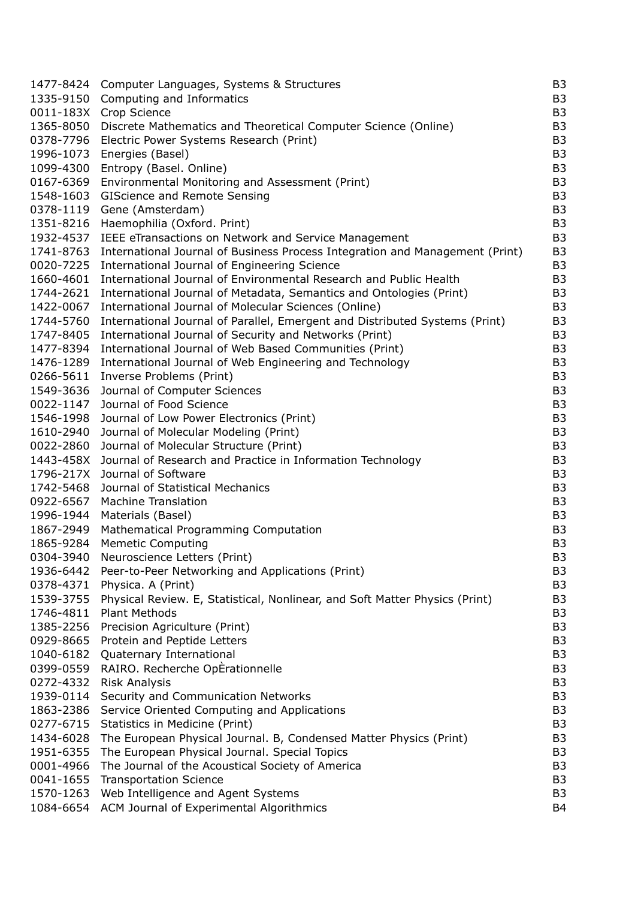| | | |
|---|---|---|
| 1477-8424 | Computer Languages, Systems & Structures | B3 |
| 1335-9150 | Computing and Informatics | B3 |
| 0011-183X | Crop Science | B3 |
| 1365-8050 | Discrete Mathematics and Theoretical Computer Science (Online) | B3 |
| 0378-7796 | Electric Power Systems Research (Print) | B3 |
| 1996-1073 | Energies (Basel) | B3 |
| 1099-4300 | Entropy (Basel. Online) | B3 |
| 0167-6369 | Environmental Monitoring and Assessment (Print) | B3 |
| 1548-1603 | GIScience and Remote Sensing | B3 |
| 0378-1119 | Gene (Amsterdam) | B3 |
| 1351-8216 | Haemophilia (Oxford. Print) | B3 |
| 1932-4537 | IEEE eTransactions on Network and Service Management | B3 |
| 1741-8763 | International Journal of Business Process Integration and Management (Print) | B3 |
| 0020-7225 | International Journal of Engineering Science | B3 |
| 1660-4601 | International Journal of Environmental Research and Public Health | B3 |
| 1744-2621 | International Journal of Metadata, Semantics and Ontologies (Print) | B3 |
| 1422-0067 | International Journal of Molecular Sciences (Online) | B3 |
| 1744-5760 | International Journal of Parallel, Emergent and Distributed Systems (Print) | B3 |
| 1747-8405 | International Journal of Security and Networks (Print) | B3 |
| 1477-8394 | International Journal of Web Based Communities (Print) | B3 |
| 1476-1289 | International Journal of Web Engineering and Technology | B3 |
| 0266-5611 | Inverse Problems (Print) | B3 |
| 1549-3636 | Journal of Computer Sciences | B3 |
| 0022-1147 | Journal of Food Science | B3 |
| 1546-1998 | Journal of Low Power Electronics (Print) | B3 |
| 1610-2940 | Journal of Molecular Modeling (Print) | B3 |
| 0022-2860 | Journal of Molecular Structure (Print) | B3 |
| 1443-458X | Journal of Research and Practice in Information Technology | B3 |
| 1796-217X | Journal of Software | B3 |
| 1742-5468 | Journal of Statistical Mechanics | B3 |
| 0922-6567 | Machine Translation | B3 |
| 1996-1944 | Materials (Basel) | B3 |
| 1867-2949 | Mathematical Programming Computation | B3 |
| 1865-9284 | Memetic Computing | B3 |
| 0304-3940 | Neuroscience Letters (Print) | B3 |
| 1936-6442 | Peer-to-Peer Networking and Applications (Print) | B3 |
| 0378-4371 | Physica. A (Print) | B3 |
| 1539-3755 | Physical Review. E, Statistical, Nonlinear, and Soft Matter Physics (Print) | B3 |
| 1746-4811 | Plant Methods | B3 |
| 1385-2256 | Precision Agriculture (Print) | B3 |
| 0929-8665 | Protein and Peptide Letters | B3 |
| 1040-6182 | Quaternary International | B3 |
| 0399-0559 | RAIRO. Recherche OpÈrationnelle | B3 |
| 0272-4332 | Risk Analysis | B3 |
| 1939-0114 | Security and Communication Networks | B3 |
| 1863-2386 | Service Oriented Computing and Applications | B3 |
| 0277-6715 | Statistics in Medicine (Print) | B3 |
| 1434-6028 | The European Physical Journal. B, Condensed Matter Physics (Print) | B3 |
| 1951-6355 | The European Physical Journal. Special Topics | B3 |
| 0001-4966 | The Journal of the Acoustical Society of America | B3 |
| 0041-1655 | Transportation Science | B3 |
| 1570-1263 | Web Intelligence and Agent Systems | B3 |
| 1084-6654 | ACM Journal of Experimental Algorithmics | B4 |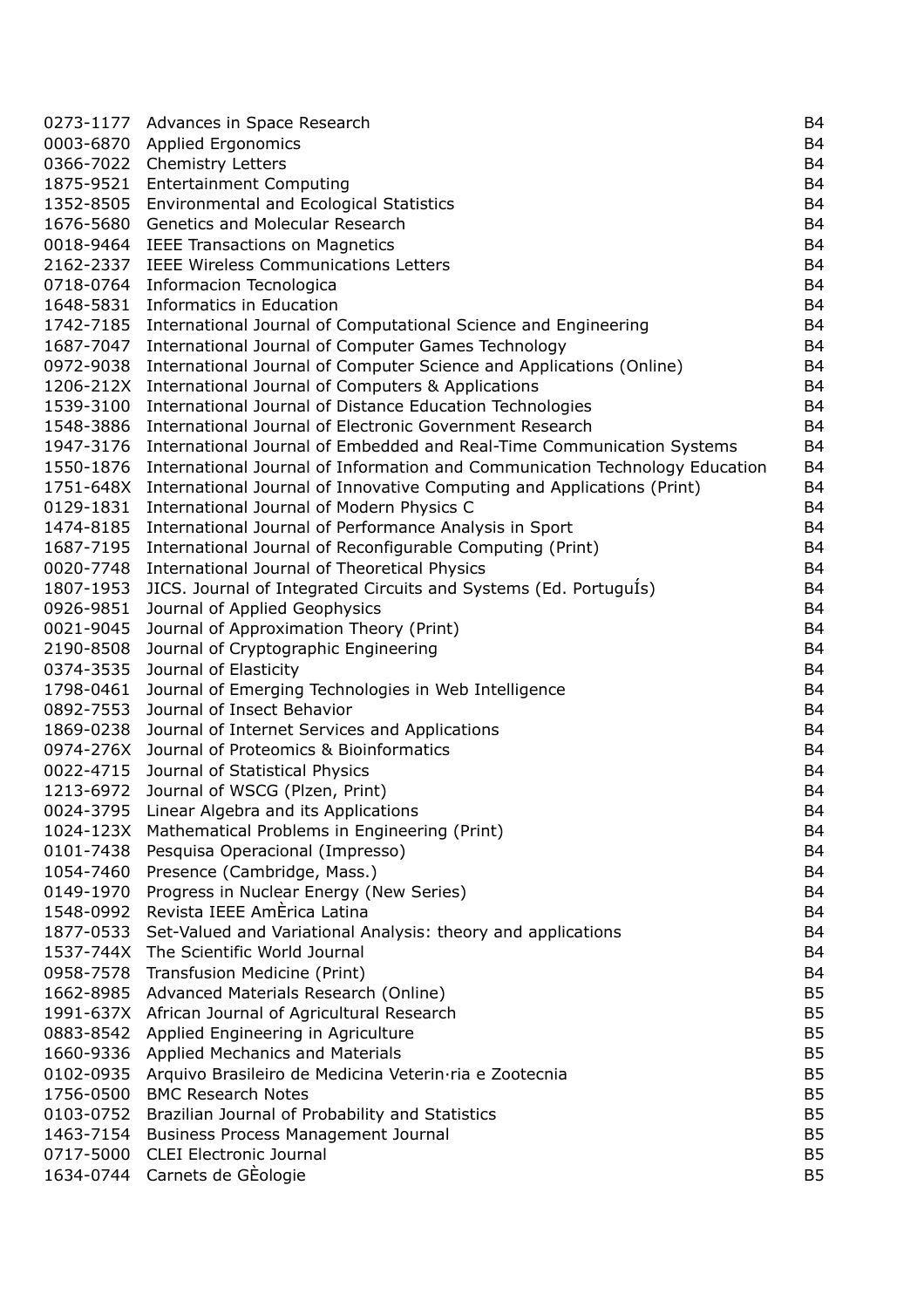| | | |
|---|---|---|
| 0273-1177 | Advances in Space Research | B4 |
| 0003-6870 | Applied Ergonomics | B4 |
| 0366-7022 | Chemistry Letters | B4 |
| 1875-9521 | Entertainment Computing | B4 |
| 1352-8505 | Environmental and Ecological Statistics | B4 |
| 1676-5680 | Genetics and Molecular Research | B4 |
| 0018-9464 | IEEE Transactions on Magnetics | B4 |
| 2162-2337 | IEEE Wireless Communications Letters | B4 |
| 0718-0764 | Informacion Tecnologica | B4 |
| 1648-5831 | Informatics in Education | B4 |
| 1742-7185 | International Journal of Computational Science and Engineering | B4 |
| 1687-7047 | International Journal of Computer Games Technology | B4 |
| 0972-9038 | International Journal of Computer Science and Applications (Online) | B4 |
| 1206-212X | International Journal of Computers & Applications | B4 |
| 1539-3100 | International Journal of Distance Education Technologies | B4 |
| 1548-3886 | International Journal of Electronic Government Research | B4 |
| 1947-3176 | International Journal of Embedded and Real-Time Communication Systems | B4 |
| 1550-1876 | International Journal of Information and Communication Technology Education | B4 |
| 1751-648X | International Journal of Innovative Computing and Applications (Print) | B4 |
| 0129-1831 | International Journal of Modern Physics C | B4 |
| 1474-8185 | International Journal of Performance Analysis in Sport | B4 |
| 1687-7195 | International Journal of Reconfigurable Computing (Print) | B4 |
| 0020-7748 | International Journal of Theoretical Physics | B4 |
| 1807-1953 | JICS. Journal of Integrated Circuits and Systems (Ed. PortuguÍs) | B4 |
| 0926-9851 | Journal of Applied Geophysics | B4 |
| 0021-9045 | Journal of Approximation Theory (Print) | B4 |
| 2190-8508 | Journal of Cryptographic Engineering | B4 |
| 0374-3535 | Journal of Elasticity | B4 |
| 1798-0461 | Journal of Emerging Technologies in Web Intelligence | B4 |
| 0892-7553 | Journal of Insect Behavior | B4 |
| 1869-0238 | Journal of Internet Services and Applications | B4 |
| 0974-276X | Journal of Proteomics & Bioinformatics | B4 |
| 0022-4715 | Journal of Statistical Physics | B4 |
| 1213-6972 | Journal of WSCG (Plzen, Print) | B4 |
| 0024-3795 | Linear Algebra and its Applications | B4 |
| 1024-123X | Mathematical Problems in Engineering (Print) | B4 |
| 0101-7438 | Pesquisa Operacional (Impresso) | B4 |
| 1054-7460 | Presence (Cambridge, Mass.) | B4 |
| 0149-1970 | Progress in Nuclear Energy (New Series) | B4 |
| 1548-0992 | Revista IEEE AmÈrica Latina | B4 |
| 1877-0533 | Set-Valued and Variational Analysis: theory and applications | B4 |
| 1537-744X | The Scientific World Journal | B4 |
| 0958-7578 | Transfusion Medicine (Print) | B4 |
| 1662-8985 | Advanced Materials Research (Online) | B5 |
| 1991-637X | African Journal of Agricultural Research | B5 |
| 0883-8542 | Applied Engineering in Agriculture | B5 |
| 1660-9336 | Applied Mechanics and Materials | B5 |
| 0102-0935 | Arquivo Brasileiro de Medicina Veterin·ria e Zootecnia | B5 |
| 1756-0500 | BMC Research Notes | B5 |
| 0103-0752 | Brazilian Journal of Probability and Statistics | B5 |
| 1463-7154 | Business Process Management Journal | B5 |
| 0717-5000 | CLEI Electronic Journal | B5 |
| 1634-0744 | Carnets de GÈologie | B5 |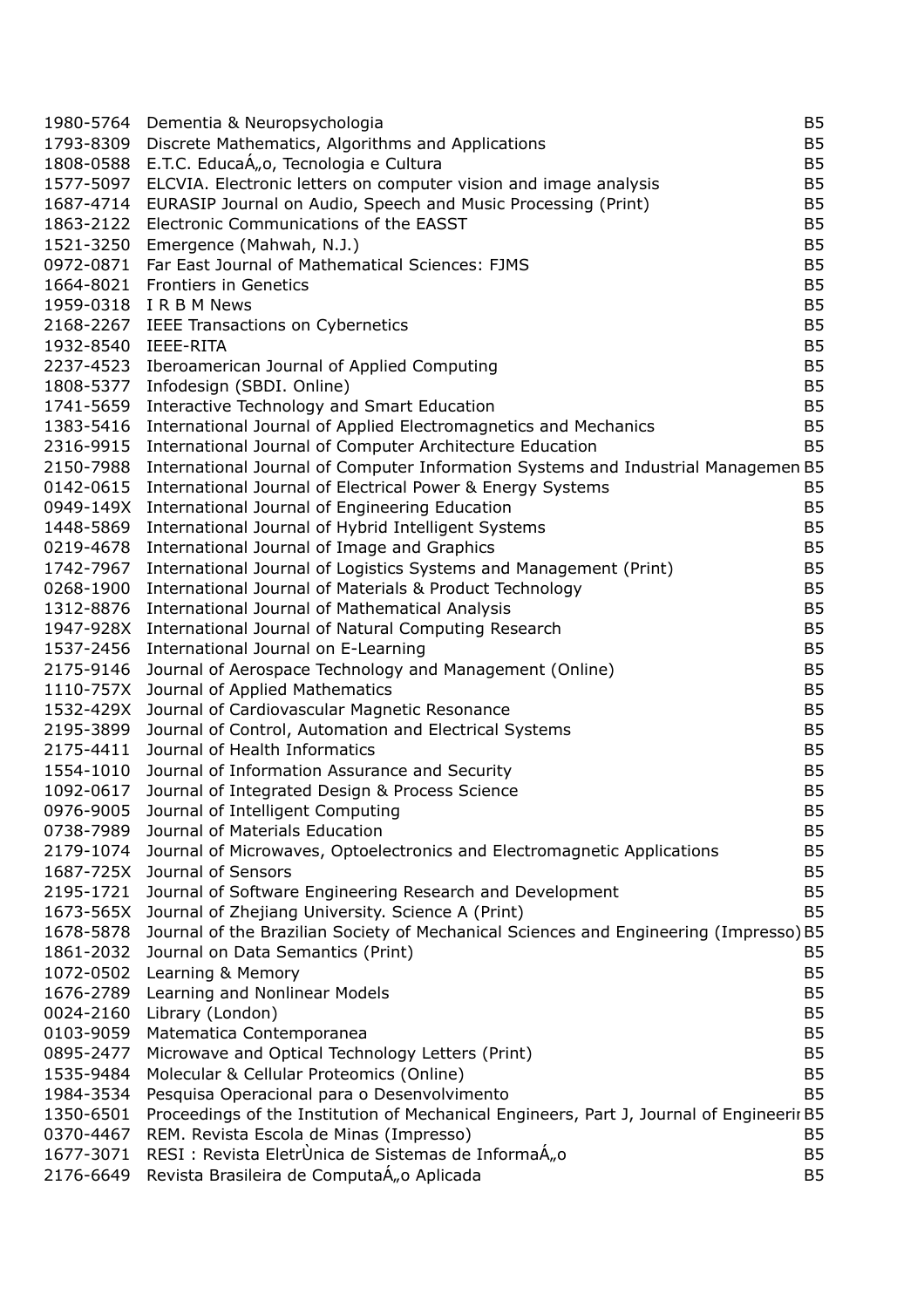| | | |
|---|---|---|
| 1980-5764 | Dementia & Neuropsychologia | B5 |
| 1793-8309 | Discrete Mathematics, Algorithms and Applications | B5 |
| 1808-0588 | E.T.C. EducaÁ„o, Tecnologia e Cultura | B5 |
| 1577-5097 | ELCVIA. Electronic letters on computer vision and image analysis | B5 |
| 1687-4714 | EURASIP Journal on Audio, Speech and Music Processing (Print) | B5 |
| 1863-2122 | Electronic Communications of the EASST | B5 |
| 1521-3250 | Emergence (Mahwah, N.J.) | B5 |
| 0972-0871 | Far East Journal of Mathematical Sciences: FJMS | B5 |
| 1664-8021 | Frontiers in Genetics | B5 |
| 1959-0318 | I R B M News | B5 |
| 2168-2267 | IEEE Transactions on Cybernetics | B5 |
| 1932-8540 | IEEE-RITA | B5 |
| 2237-4523 | Iberoamerican Journal of Applied Computing | B5 |
| 1808-5377 | Infodesign (SBDI. Online) | B5 |
| 1741-5659 | Interactive Technology and Smart Education | B5 |
| 1383-5416 | International Journal of Applied Electromagnetics and Mechanics | B5 |
| 2316-9915 | International Journal of Computer Architecture Education | B5 |
| 2150-7988 | International Journal of Computer Information Systems and Industrial Managemen | B5 |
| 0142-0615 | International Journal of Electrical Power & Energy Systems | B5 |
| 0949-149X | International Journal of Engineering Education | B5 |
| 1448-5869 | International Journal of Hybrid Intelligent Systems | B5 |
| 0219-4678 | International Journal of Image and Graphics | B5 |
| 1742-7967 | International Journal of Logistics Systems and Management (Print) | B5 |
| 0268-1900 | International Journal of Materials & Product Technology | B5 |
| 1312-8876 | International Journal of Mathematical Analysis | B5 |
| 1947-928X | International Journal of Natural Computing Research | B5 |
| 1537-2456 | International Journal on E-Learning | B5 |
| 2175-9146 | Journal of Aerospace Technology and Management (Online) | B5 |
| 1110-757X | Journal of Applied Mathematics | B5 |
| 1532-429X | Journal of Cardiovascular Magnetic Resonance | B5 |
| 2195-3899 | Journal of Control, Automation and Electrical Systems | B5 |
| 2175-4411 | Journal of Health Informatics | B5 |
| 1554-1010 | Journal of Information Assurance and Security | B5 |
| 1092-0617 | Journal of Integrated Design & Process Science | B5 |
| 0976-9005 | Journal of Intelligent Computing | B5 |
| 0738-7989 | Journal of Materials Education | B5 |
| 2179-1074 | Journal of Microwaves, Optoelectronics and Electromagnetic Applications | B5 |
| 1687-725X | Journal of Sensors | B5 |
| 2195-1721 | Journal of Software Engineering Research and Development | B5 |
| 1673-565X | Journal of Zhejiang University. Science A (Print) | B5 |
| 1678-5878 | Journal of the Brazilian Society of Mechanical Sciences and Engineering (Impresso) | B5 |
| 1861-2032 | Journal on Data Semantics (Print) | B5 |
| 1072-0502 | Learning & Memory | B5 |
| 1676-2789 | Learning and Nonlinear Models | B5 |
| 0024-2160 | Library (London) | B5 |
| 0103-9059 | Matematica Contemporanea | B5 |
| 0895-2477 | Microwave and Optical Technology Letters (Print) | B5 |
| 1535-9484 | Molecular & Cellular Proteomics (Online) | B5 |
| 1984-3534 | Pesquisa Operacional para o Desenvolvimento | B5 |
| 1350-6501 | Proceedings of the Institution of Mechanical Engineers, Part J, Journal of Engineerir | B5 |
| 0370-4467 | REM. Revista Escola de Minas (Impresso) | B5 |
| 1677-3071 | RESI : Revista EletrÙnica de Sistemas de InformaÁ„o | B5 |
| 2176-6649 | Revista Brasileira de ComputaÁ„o Aplicada | B5 |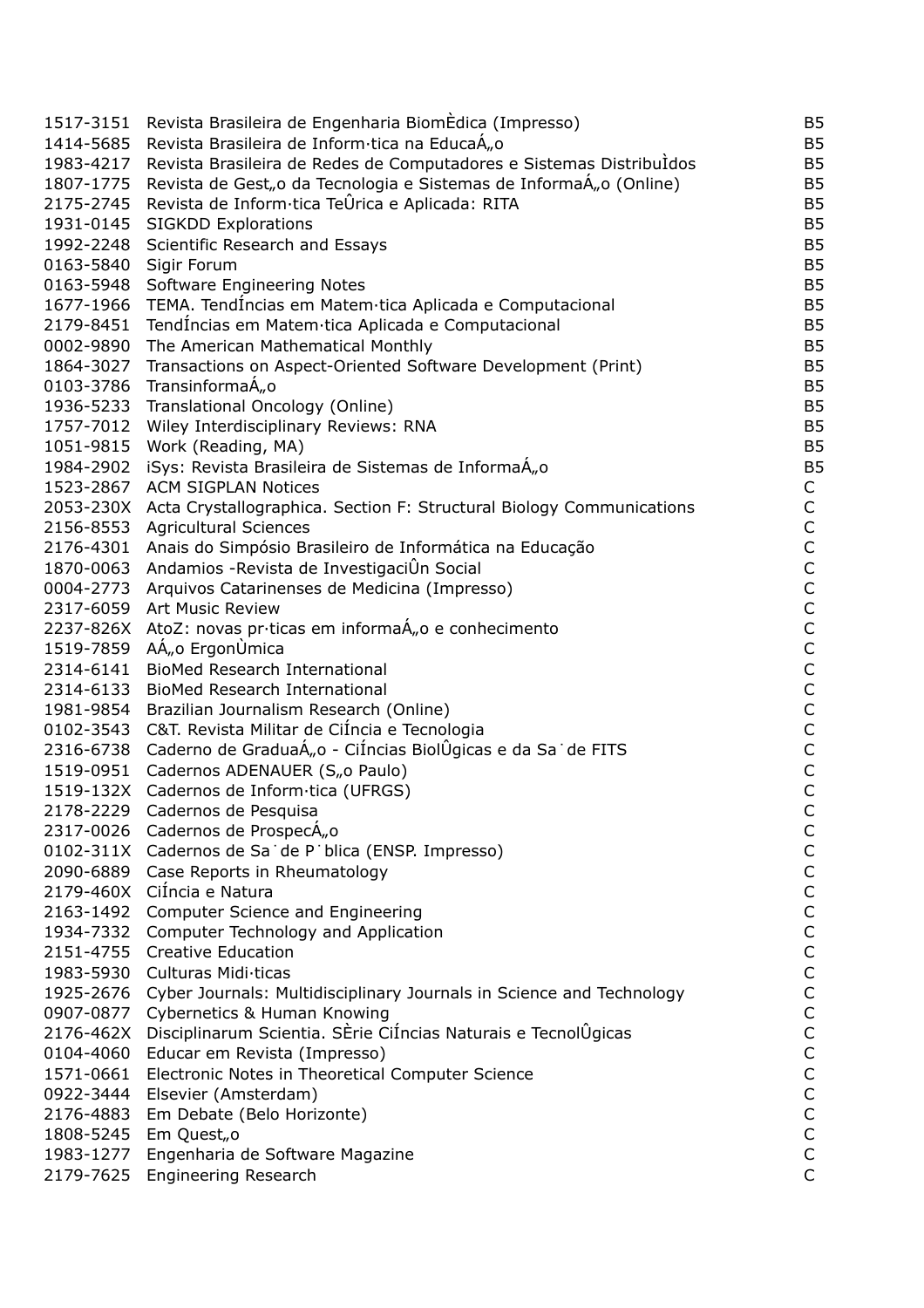| | | |
|---|---|---|
| 1517-3151 | Revista Brasileira de Engenharia BiomÈdica (Impresso) | B5 |
| 1414-5685 | Revista Brasileira de Inform·tica na EducaÁ„o | B5 |
| 1983-4217 | Revista Brasileira de Redes de Computadores e Sistemas DistribuÌdos | B5 |
| 1807-1775 | Revista de Gest„o da Tecnologia e Sistemas de InformaÁ„o (Online) | B5 |
| 2175-2745 | Revista de Inform·tica TeÛrica e Aplicada: RITA | B5 |
| 1931-0145 | SIGKDD Explorations | B5 |
| 1992-2248 | Scientific Research and Essays | B5 |
| 0163-5840 | Sigir Forum | B5 |
| 0163-5948 | Software Engineering Notes | B5 |
| 1677-1966 | TEMA. TendÍncias em Matem·tica Aplicada e Computacional | B5 |
| 2179-8451 | TendÍncias em Matem·tica Aplicada e Computacional | B5 |
| 0002-9890 | The American Mathematical Monthly | B5 |
| 1864-3027 | Transactions on Aspect-Oriented Software Development (Print) | B5 |
| 0103-3786 | TransinformaÁ„o | B5 |
| 1936-5233 | Translational Oncology (Online) | B5 |
| 1757-7012 | Wiley Interdisciplinary Reviews: RNA | B5 |
| 1051-9815 | Work (Reading, MA) | B5 |
| 1984-2902 | iSys: Revista Brasileira de Sistemas de InformaÁ„o | B5 |
| 1523-2867 | ACM SIGPLAN Notices | C |
| 2053-230X | Acta Crystallographica. Section F: Structural Biology Communications | C |
| 2156-8553 | Agricultural Sciences | C |
| 2176-4301 | Anais do Simpósio Brasileiro de Informática na Educação | C |
| 1870-0063 | Andamios -Revista de InvestigaciÛn Social | C |
| 0004-2773 | Arquivos Catarinenses de Medicina (Impresso) | C |
| 2317-6059 | Art Music Review | C |
| 2237-826X | AtoZ: novas pr·ticas em informaÁ„o e conhecimento | C |
| 1519-7859 | AÁ„o ErgonÙmica | C |
| 2314-6141 | BioMed Research International | C |
| 2314-6133 | BioMed Research International | C |
| 1981-9854 | Brazilian Journalism Research (Online) | C |
| 0102-3543 | C&T. Revista Militar de CiÍncia e Tecnologia | C |
| 2316-6738 | Caderno de GraduaÁ„o - CiÍncias BiolÛgicas e da Sa˙de de FITS | C |
| 1519-0951 | Cadernos ADENAUER (S„o Paulo) | C |
| 1519-132X | Cadernos de Inform·tica (UFRGS) | C |
| 2178-2229 | Cadernos de Pesquisa | C |
| 2317-0026 | Cadernos de ProspecÁ„o | C |
| 0102-311X | Cadernos de Sa˙de P˙blica (ENSP. Impresso) | C |
| 2090-6889 | Case Reports in Rheumatology | C |
| 2179-460X | CiÍncia e Natura | C |
| 2163-1492 | Computer Science and Engineering | C |
| 1934-7332 | Computer Technology and Application | C |
| 2151-4755 | Creative Education | C |
| 1983-5930 | Culturas Midi·ticas | C |
| 1925-2676 | Cyber Journals: Multidisciplinary Journals in Science and Technology | C |
| 0907-0877 | Cybernetics & Human Knowing | C |
| 2176-462X | Disciplinarum Scientia. SÈrie CiÍncias Naturais e TecnolÛgicas | C |
| 0104-4060 | Educar em Revista (Impresso) | C |
| 1571-0661 | Electronic Notes in Theoretical Computer Science | C |
| 0922-3444 | Elsevier (Amsterdam) | C |
| 2176-4883 | Em Debate (Belo Horizonte) | C |
| 1808-5245 | Em Quest„o | C |
| 1983-1277 | Engenharia de Software Magazine | C |
| 2179-7625 | Engineering Research | C |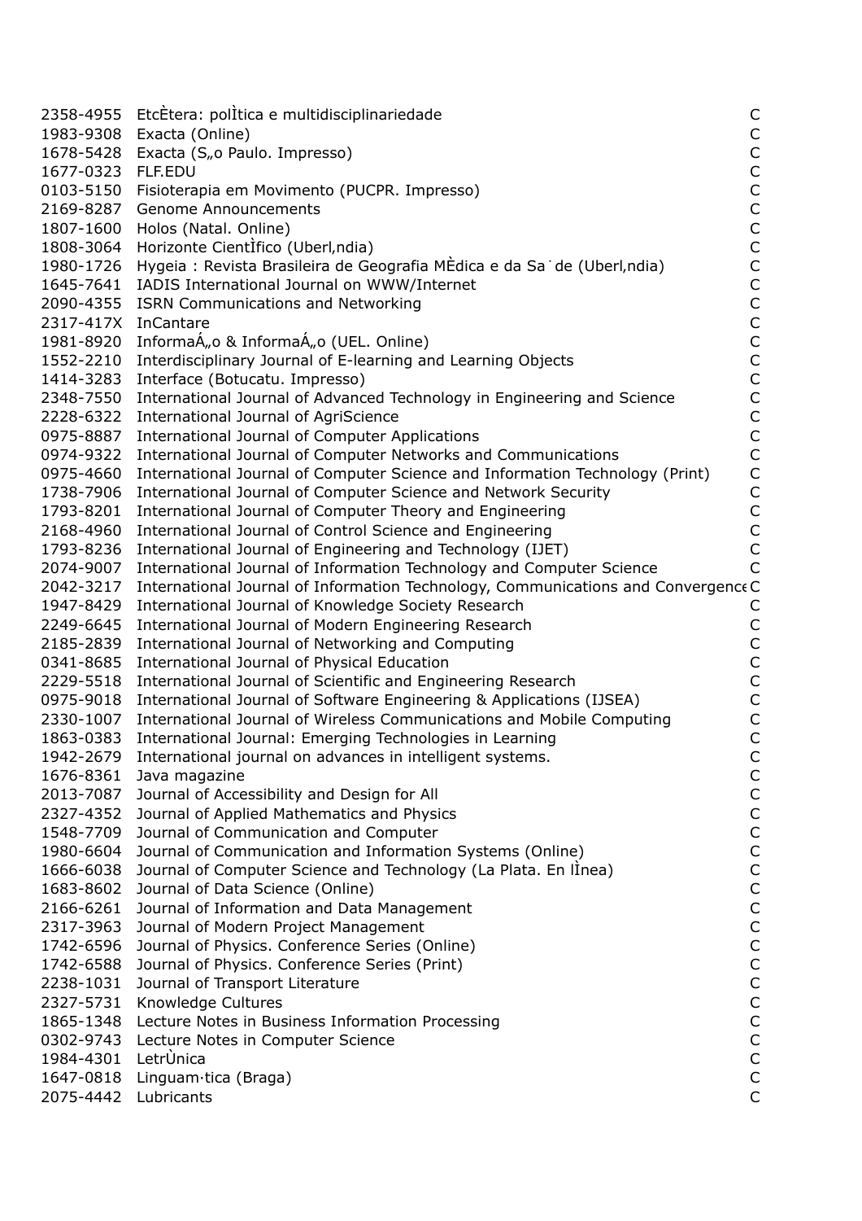| | | |
|---|---|---|
| 2358-4955 | EtcÈtera: polÌtica e multidisciplinariedade | C |
| 1983-9308 | Exacta (Online) | C |
| 1678-5428 | Exacta (S„o Paulo. Impresso) | C |
| 1677-0323 | FLF.EDU | C |
| 0103-5150 | Fisioterapia em Movimento (PUCPR. Impresso) | C |
| 2169-8287 | Genome Announcements | C |
| 1807-1600 | Holos (Natal. Online) | C |
| 1808-3064 | Horizonte CientÌfico (Uberl‚ndia) | C |
| 1980-1726 | Hygeia : Revista Brasileira de Geografia MÈdica e da Sa˙de (Uberl‚ndia) | C |
| 1645-7641 | IADIS International Journal on WWW/Internet | C |
| 2090-4355 | ISRN Communications and Networking | C |
| 2317-417X | InCantare | C |
| 1981-8920 | InformaÁ„o & InformaÁ„o (UEL. Online) | C |
| 1552-2210 | Interdisciplinary Journal of E-learning and Learning Objects | C |
| 1414-3283 | Interface (Botucatu. Impresso) | C |
| 2348-7550 | International Journal of Advanced Technology in Engineering and Science | C |
| 2228-6322 | International Journal of AgriScience | C |
| 0975-8887 | International Journal of Computer Applications | C |
| 0974-9322 | International Journal of Computer Networks and Communications | C |
| 0975-4660 | International Journal of Computer Science and Information Technology (Print) | C |
| 1738-7906 | International Journal of Computer Science and Network Security | C |
| 1793-8201 | International Journal of Computer Theory and Engineering | C |
| 2168-4960 | International Journal of Control Science and Engineering | C |
| 1793-8236 | International Journal of Engineering and Technology (IJET) | C |
| 2074-9007 | International Journal of Information Technology and Computer Science | C |
| 2042-3217 | International Journal of Information Technology, Communications and Convergence | C |
| 1947-8429 | International Journal of Knowledge Society Research | C |
| 2249-6645 | International Journal of Modern Engineering Research | C |
| 2185-2839 | International Journal of Networking and Computing | C |
| 0341-8685 | International Journal of Physical Education | C |
| 2229-5518 | International Journal of Scientific and Engineering Research | C |
| 0975-9018 | International Journal of Software Engineering & Applications (IJSEA) | C |
| 2330-1007 | International Journal of Wireless Communications and Mobile Computing | C |
| 1863-0383 | International Journal: Emerging Technologies in Learning | C |
| 1942-2679 | International journal on advances in intelligent systems. | C |
| 1676-8361 | Java magazine | C |
| 2013-7087 | Journal of Accessibility and Design for All | C |
| 2327-4352 | Journal of Applied Mathematics and Physics | C |
| 1548-7709 | Journal of Communication and Computer | C |
| 1980-6604 | Journal of Communication and Information Systems (Online) | C |
| 1666-6038 | Journal of Computer Science and Technology (La Plata. En lÌnea) | C |
| 1683-8602 | Journal of Data Science (Online) | C |
| 2166-6261 | Journal of Information and Data Management | C |
| 2317-3963 | Journal of Modern Project Management | C |
| 1742-6596 | Journal of Physics. Conference Series (Online) | C |
| 1742-6588 | Journal of Physics. Conference Series (Print) | C |
| 2238-1031 | Journal of Transport Literature | C |
| 2327-5731 | Knowledge Cultures | C |
| 1865-1348 | Lecture Notes in Business Information Processing | C |
| 0302-9743 | Lecture Notes in Computer Science | C |
| 1984-4301 | LetrÙnica | C |
| 1647-0818 | Linguam·tica (Braga) | C |
| 2075-4442 | Lubricants | C |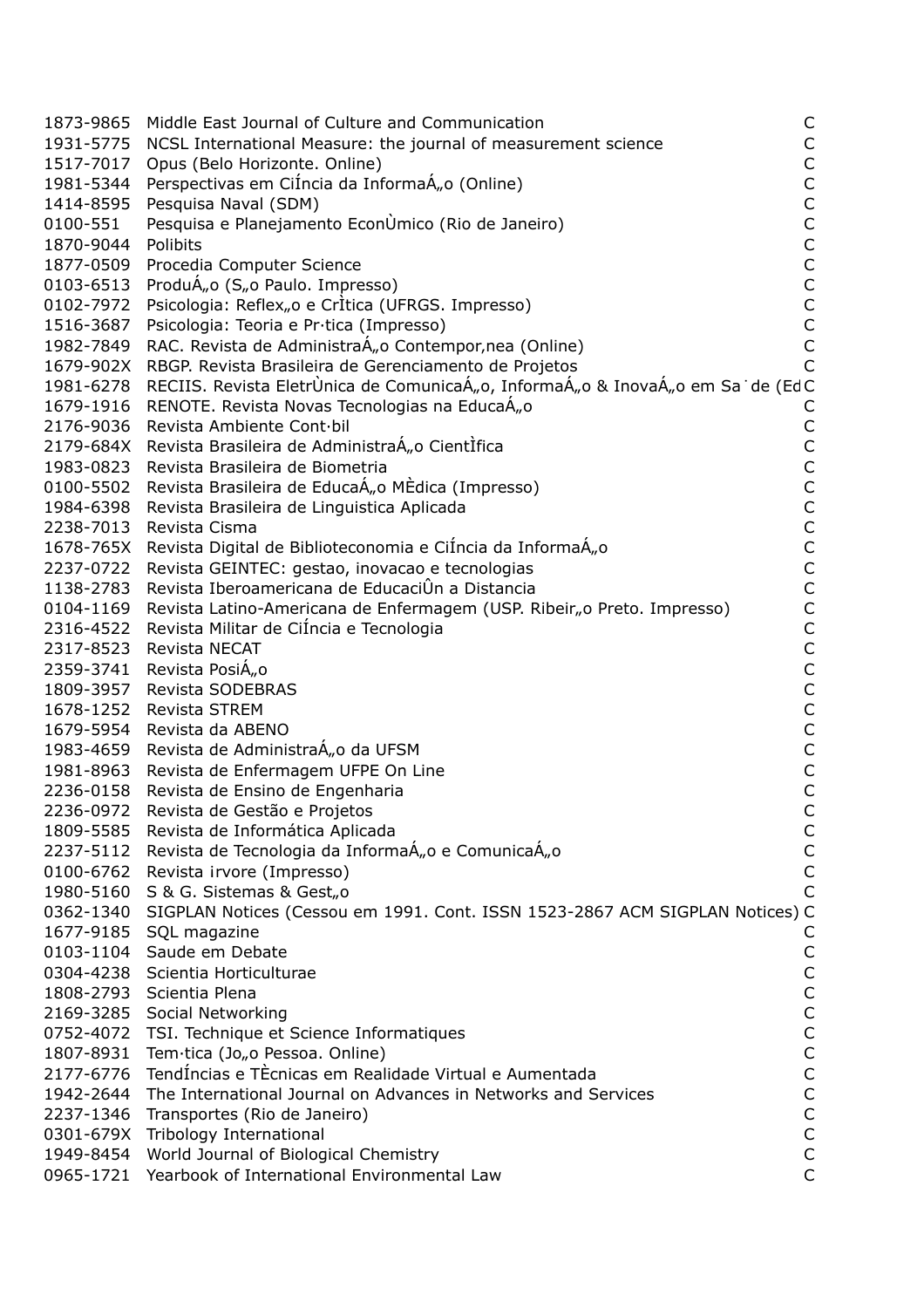| | | |
|---|---|---|
| 1873-9865 | Middle East Journal of Culture and Communication | C |
| 1931-5775 | NCSL International Measure: the journal of measurement science | C |
| 1517-7017 | Opus (Belo Horizonte. Online) | C |
| 1981-5344 | Perspectivas em CiÍncia da InformaÁ„o (Online) | C |
| 1414-8595 | Pesquisa Naval (SDM) | C |
| 0100-551 | Pesquisa e Planejamento EconÙmico (Rio de Janeiro) | C |
| 1870-9044 | Polibits | C |
| 1877-0509 | Procedia Computer Science | C |
| 0103-6513 | ProduÁ„o (S„o Paulo. Impresso) | C |
| 0102-7972 | Psicologia: Reflex„o e CrÌtica (UFRGS. Impresso) | C |
| 1516-3687 | Psicologia: Teoria e Pr·tica (Impresso) | C |
| 1982-7849 | RAC. Revista de AdministraÁ„o Contempor‚nea (Online) | C |
| 1679-902X | RBGP. Revista Brasileira de Gerenciamento de Projetos | C |
| 1981-6278 | RECIIS. Revista EletrÙnica de ComunicaÁ„o, InformaÁ„o & InovaÁ„o em Sa˙de (Ed | C |
| 1679-1916 | RENOTE. Revista Novas Tecnologias na EducaÁ„o | C |
| 2176-9036 | Revista Ambiente Cont·bil | C |
| 2179-684X | Revista Brasileira de AdministraÁ„o CientÌfica | C |
| 1983-0823 | Revista Brasileira de Biometria | C |
| 0100-5502 | Revista Brasileira de EducaÁ„o MÈdica (Impresso) | C |
| 1984-6398 | Revista Brasileira de Linguistica Aplicada | C |
| 2238-7013 | Revista Cisma | C |
| 1678-765X | Revista Digital de Biblioteconomia e CiÍncia da InformaÁ„o | C |
| 2237-0722 | Revista GEINTEC: gestao, inovacao e tecnologias | C |
| 1138-2783 | Revista Iberoamericana de EducaciÛn a Distancia | C |
| 0104-1169 | Revista Latino-Americana de Enfermagem (USP. Ribeir„o Preto. Impresso) | C |
| 2316-4522 | Revista Militar de CiÍncia e Tecnologia | C |
| 2317-8523 | Revista NECAT | C |
| 2359-3741 | Revista PosiÁ„o | C |
| 1809-3957 | Revista SODEBRAS | C |
| 1678-1252 | Revista STREM | C |
| 1679-5954 | Revista da ABENO | C |
| 1983-4659 | Revista de AdministraÁ„o da UFSM | C |
| 1981-8963 | Revista de Enfermagem UFPE On Line | C |
| 2236-0158 | Revista de Ensino de Engenharia | C |
| 2236-0972 | Revista de Gestão e Projetos | C |
| 1809-5585 | Revista de Informática Aplicada | C |
| 2237-5112 | Revista de Tecnologia da InformaÁ„o e ComunicaÁ„o | C |
| 0100-6762 | Revista ¡rvore (Impresso) | C |
| 1980-5160 | S & G. Sistemas & Gest„o | C |
| 0362-1340 | SIGPLAN Notices (Cessou em 1991. Cont. ISSN 1523-2867 ACM SIGPLAN Notices) | C |
| 1677-9185 | SQL magazine | C |
| 0103-1104 | Saude em Debate | C |
| 0304-4238 | Scientia Horticulturae | C |
| 1808-2793 | Scientia Plena | C |
| 2169-3285 | Social Networking | C |
| 0752-4072 | TSI. Technique et Science Informatiques | C |
| 1807-8931 | Tem·tica (Jo„o Pessoa. Online) | C |
| 2177-6776 | TendÍncias e TÈcnicas em Realidade Virtual e Aumentada | C |
| 1942-2644 | The International Journal on Advances in Networks and Services | C |
| 2237-1346 | Transportes (Rio de Janeiro) | C |
| 0301-679X | Tribology International | C |
| 1949-8454 | World Journal of Biological Chemistry | C |
| 0965-1721 | Yearbook of International Environmental Law | C |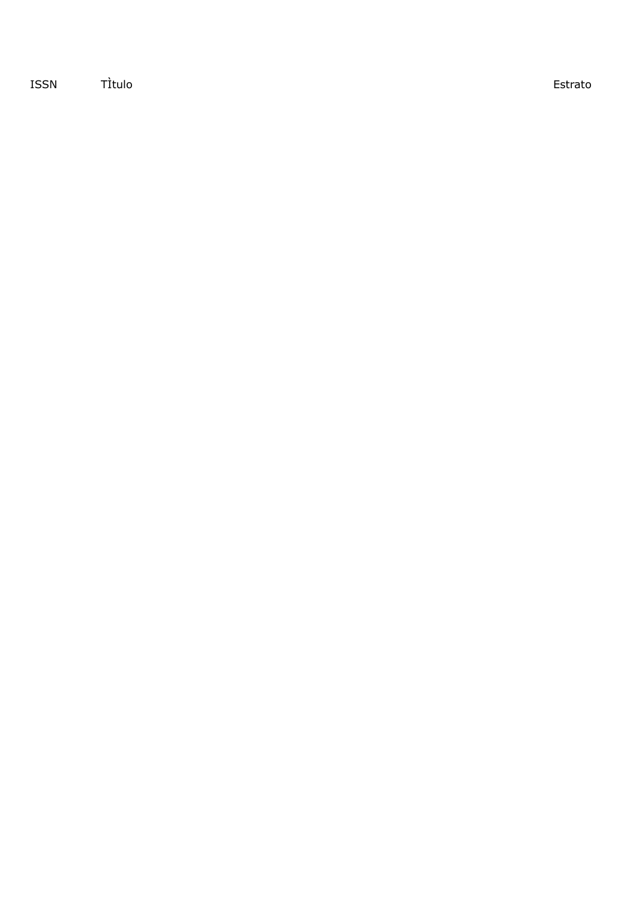| ISSN | TÌtulo | Estrato |
| --- | --- | --- |